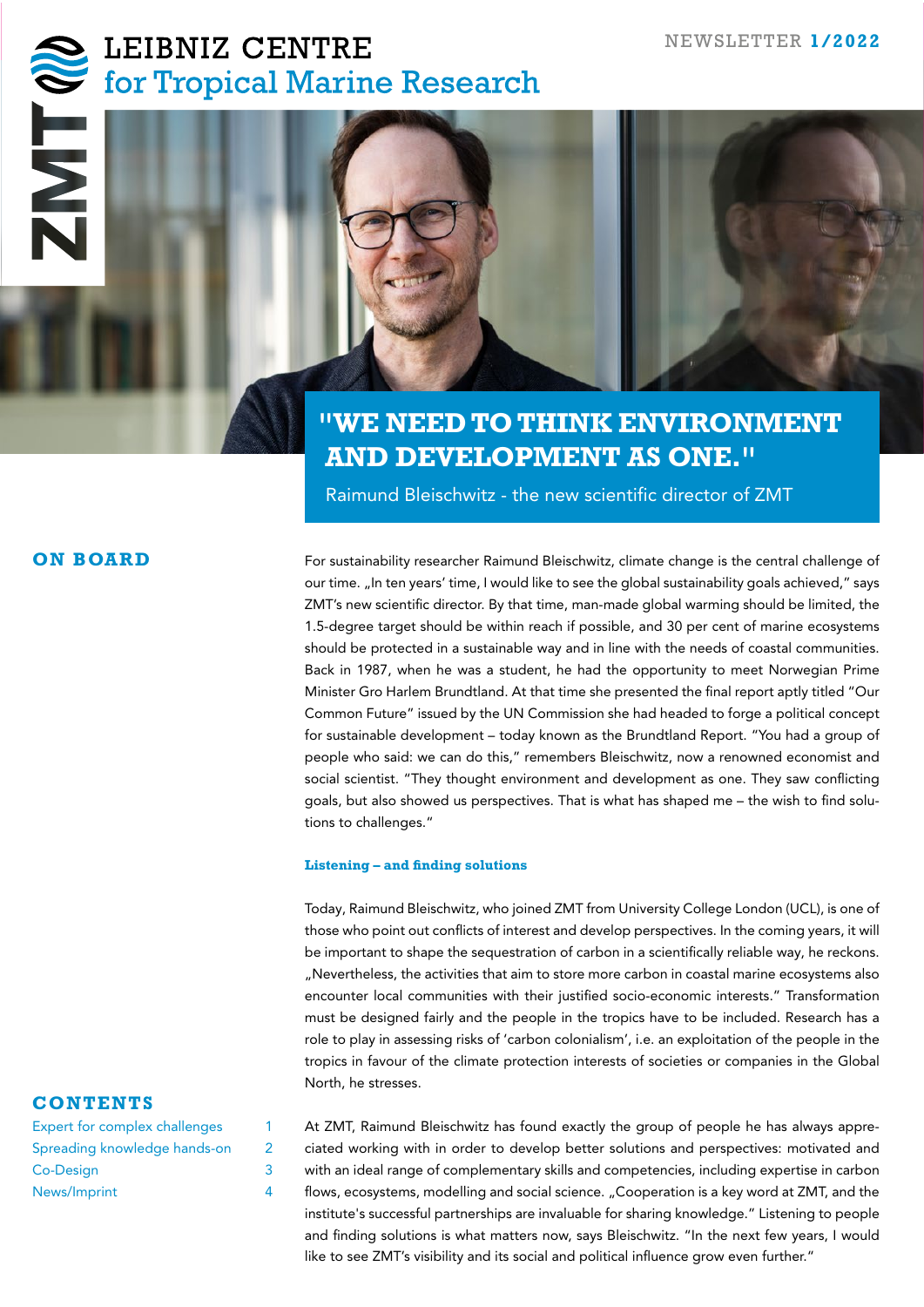# LEIBNIZ CENTRE for Tropical Marine Research

NEWSLETTER **1/2022**

# "WE NEED TO THINK ENVIRONMENT AND DEVELOPMENT AS ONE."

Raimund Bleischwitz - the new scientific director of ZMT

## ON BOARD

For sustainability researcher Raimund Bleischwitz, climate change is the central challenge of our time. „In ten years' time, I would like to see the global sustainability goals achieved," says ZMT's new scientific director. By that time, man-made global warming should be limited, the 1.5-degree target should be within reach if possible, and 30 per cent of marine ecosystems should be protected in a sustainable way and in line with the needs of coastal communities. Back in 1987, when he was a student, he had the opportunity to meet Norwegian Prime Minister Gro Harlem Brundtland. At that time she presented the final report aptly titled "Our Common Future" issued by the UN Commission she had headed to forge a political concept for sustainable development – today known as the Brundtland Report. "You had a group of people who said: we can do this," remembers Bleischwitz, now a renowned economist and social scientist. "They thought environment and development as one. They saw conflicting goals, but also showed us perspectives. That is what has shaped me – the wish to find solutions to challenges."

### Listening – and finding solutions

Today, Raimund Bleischwitz, who joined ZMT from University College London (UCL), is one of those who point out conflicts of interest and develop perspectives. In the coming years, it will be important to shape the sequestration of carbon in a scientifically reliable way, he reckons. „Nevertheless, the activities that aim to store more carbon in coastal marine ecosystems also encounter local communities with their justified socio-economic interests." Transformation must be designed fairly and the people in the tropics have to be included. Research has a role to play in assessing risks of 'carbon colonialism', i.e. an exploitation of the people in the tropics in favour of the climate protection interests of societies or companies in the Global North, he stresses.

At ZMT, Raimund Bleischwitz has found exactly the group of people he has always appreciated working with in order to develop better solutions and perspectives: motivated and with an ideal range of complementary skills and competencies, including expertise in carbon flows, ecosystems, modelling and social science. „Cooperation is a key word at ZMT, and the institute's successful partnerships are invaluable for sharing knowledge." Listening to people and finding solutions is what matters now, says Bleischwitz. "In the next few years, I would like to see ZMT's visibility and its social and political influence grow even further."

## CONTENTS

| | |
|---|---|
| Expert for complex challenges | 1 |
| Spreading knowledge hands-on | 2 |
| Co-Design | 3 |
| News/Imprint | 4 |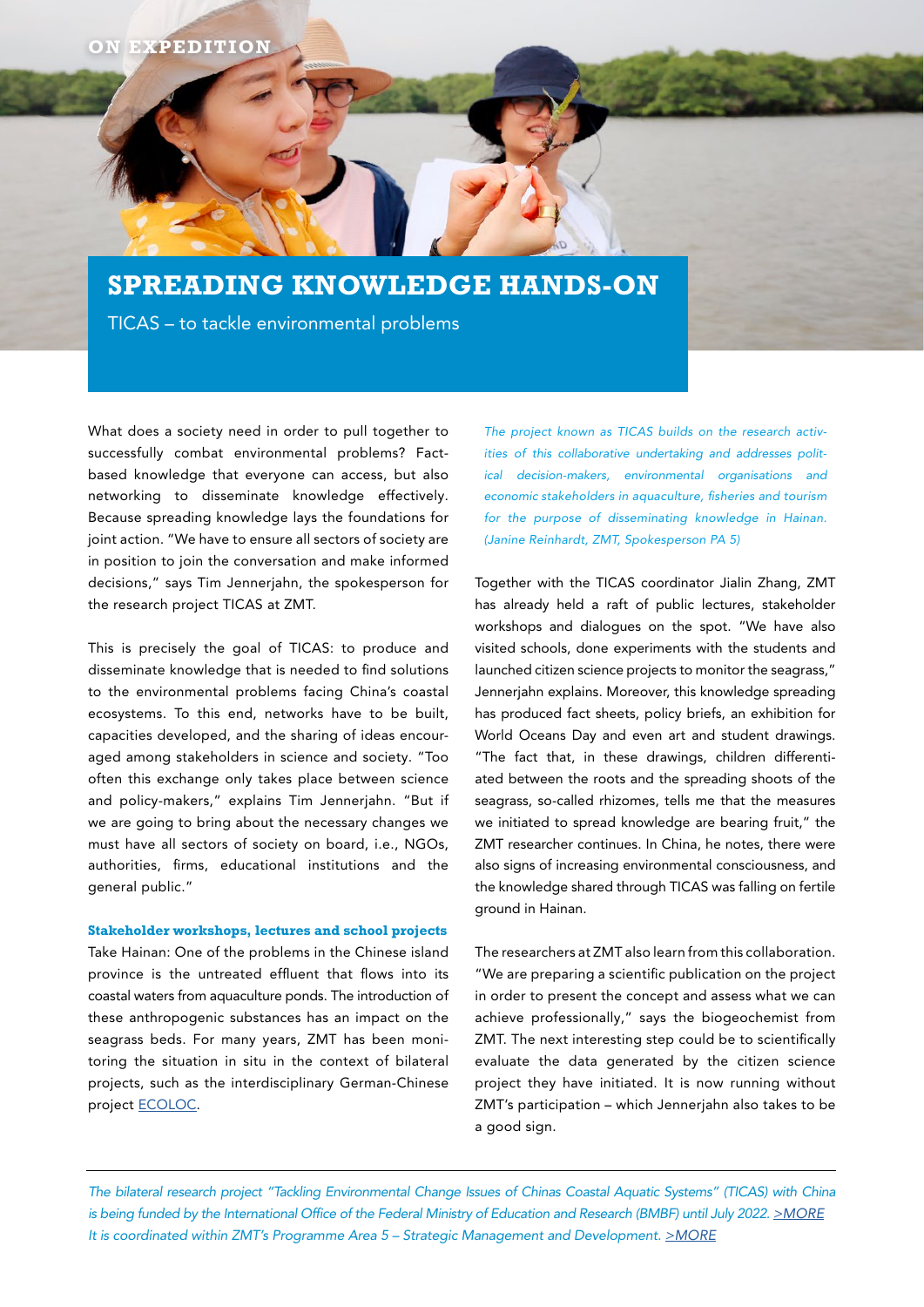ON EXPEDITION

# SPREADING KNOWLEDGE HANDS-ON

TICAS – to tackle environmental problems

What does a society need in order to pull together to successfully combat environmental problems? Fact-based knowledge that everyone can access, but also networking to disseminate knowledge effectively. Because spreading knowledge lays the foundations for joint action. "We have to ensure all sectors of society are in position to join the conversation and make informed decisions," says Tim Jennerjahn, the spokesperson for the research project TICAS at ZMT.

This is precisely the goal of TICAS: to produce and disseminate knowledge that is needed to find solutions to the environmental problems facing China's coastal ecosystems. To this end, networks have to be built, capacities developed, and the sharing of ideas encouraged among stakeholders in science and society. "Too often this exchange only takes place between science and policy-makers," explains Tim Jennerjahn. "But if we are going to bring about the necessary changes we must have all sectors of society on board, i.e., NGOs, authorities, firms, educational institutions and the general public."

### Stakeholder workshops, lectures and school projects

Take Hainan: One of the problems in the Chinese island province is the untreated effluent that flows into its coastal waters from aquaculture ponds. The introduction of these anthropogenic substances has an impact on the seagrass beds. For many years, ZMT has been monitoring the situation in situ in the context of bilateral projects, such as the interdisciplinary German-Chinese project [ECOLOC](ECOLOC).

*The project known as TICAS builds on the research activities of this collaborative undertaking and addresses political decision-makers, environmental organisations and economic stakeholders in aquaculture, fisheries and tourism for the purpose of disseminating knowledge in Hainan. (Janine Reinhardt, ZMT, Spokesperson PA 5)*

Together with the TICAS coordinator Jialin Zhang, ZMT has already held a raft of public lectures, stakeholder workshops and dialogues on the spot. "We have also visited schools, done experiments with the students and launched citizen science projects to monitor the seagrass," Jennerjahn explains. Moreover, this knowledge spreading has produced fact sheets, policy briefs, an exhibition for World Oceans Day and even art and student drawings. "The fact that, in these drawings, children differentiated between the roots and the spreading shoots of the seagrass, so-called rhizomes, tells me that the measures we initiated to spread knowledge are bearing fruit," the ZMT researcher continues. In China, he notes, there were also signs of increasing environmental consciousness, and the knowledge shared through TICAS was falling on fertile ground in Hainan.

The researchers at ZMT also learn from this collaboration. "We are preparing a scientific publication on the project in order to present the concept and assess what we can achieve professionally," says the biogeochemist from ZMT. The next interesting step could be to scientifically evaluate the data generated by the citizen science project they have initiated. It is now running without ZMT's participation – which Jennerjahn also takes to be a good sign.

---

*The bilateral research project "Tackling Environmental Change Issues of Chinas Coastal Aquatic Systems" (TICAS) with China is being funded by the International Office of the Federal Ministry of Education and Research (BMBF) until July 2022. [>MORE](>MORE)*
*It is coordinated within ZMT's Programme Area 5 – Strategic Management and Development. [>MORE](>MORE)*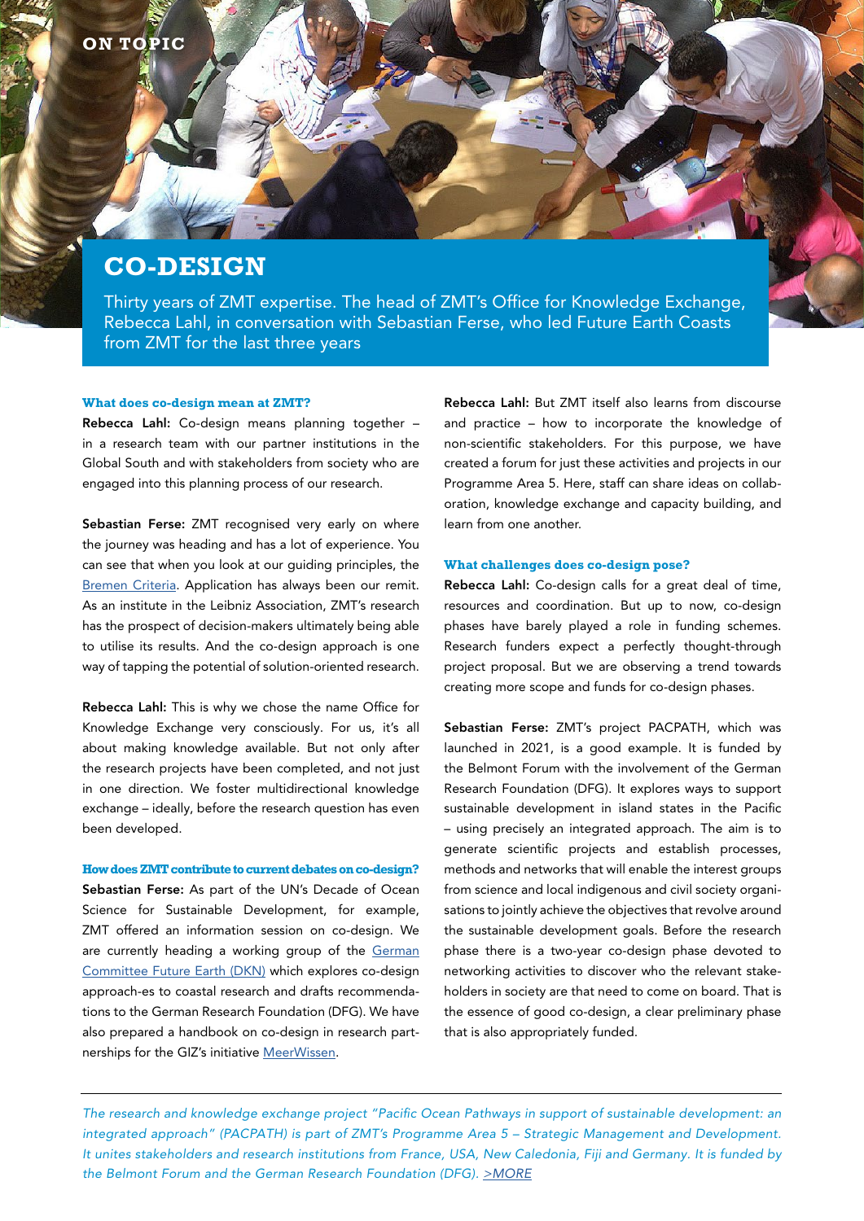ON TOPIC

# CO-DESIGN

Thirty years of ZMT expertise. The head of ZMT's Office for Knowledge Exchange, Rebecca Lahl, in conversation with Sebastian Ferse, who led Future Earth Coasts from ZMT for the last three years

### What does co-design mean at ZMT?

**Rebecca Lahl:** Co-design means planning together – in a research team with our partner institutions in the Global South and with stakeholders from society who are engaged into this planning process of our research.

**Sebastian Ferse:** ZMT recognised very early on where the journey was heading and has a lot of experience. You can see that when you look at our guiding principles, the Bremen Criteria. Application has always been our remit. As an institute in the Leibniz Association, ZMT's research has the prospect of decision-makers ultimately being able to utilise its results. And the co-design approach is one way of tapping the potential of solution-oriented research.

**Rebecca Lahl:** This is why we chose the name Office for Knowledge Exchange very consciously. For us, it's all about making knowledge available. But not only after the research projects have been completed, and not just in one direction. We foster multidirectional knowledge exchange – ideally, before the research question has even been developed.

### How does ZMT contribute to current debates on co-design?

**Sebastian Ferse:** As part of the UN's Decade of Ocean Science for Sustainable Development, for example, ZMT offered an information session on co-design. We are currently heading a working group of the German Committee Future Earth (DKN) which explores co-design approach-es to coastal research and drafts recommendations to the German Research Foundation (DFG). We have also prepared a handbook on co-design in research partnerships for the GIZ's initiative MeerWissen.

**Rebecca Lahl:** But ZMT itself also learns from discourse and practice – how to incorporate the knowledge of non-scientific stakeholders. For this purpose, we have created a forum for just these activities and projects in our Programme Area 5. Here, staff can share ideas on collaboration, knowledge exchange and capacity building, and learn from one another.

### What challenges does co-design pose?

**Rebecca Lahl:** Co-design calls for a great deal of time, resources and coordination. But up to now, co-design phases have barely played a role in funding schemes. Research funders expect a perfectly thought-through project proposal. But we are observing a trend towards creating more scope and funds for co-design phases.

**Sebastian Ferse:** ZMT's project PACPATH, which was launched in 2021, is a good example. It is funded by the Belmont Forum with the involvement of the German Research Foundation (DFG). It explores ways to support sustainable development in island states in the Pacific – using precisely an integrated approach. The aim is to generate scientific projects and establish processes, methods and networks that will enable the interest groups from science and local indigenous and civil society organisations to jointly achieve the objectives that revolve around the sustainable development goals. Before the research phase there is a two-year co-design phase devoted to networking activities to discover who the relevant stakeholders in society are that need to come on board. That is the essence of good co-design, a clear preliminary phase that is also appropriately funded.

---

*The research and knowledge exchange project "Pacific Ocean Pathways in support of sustainable development: an integrated approach" (PACPATH) is part of ZMT's Programme Area 5 – Strategic Management and Development. It unites stakeholders and research institutions from France, USA, New Caledonia, Fiji and Germany. It is funded by the Belmont Forum and the German Research Foundation (DFG). >MORE*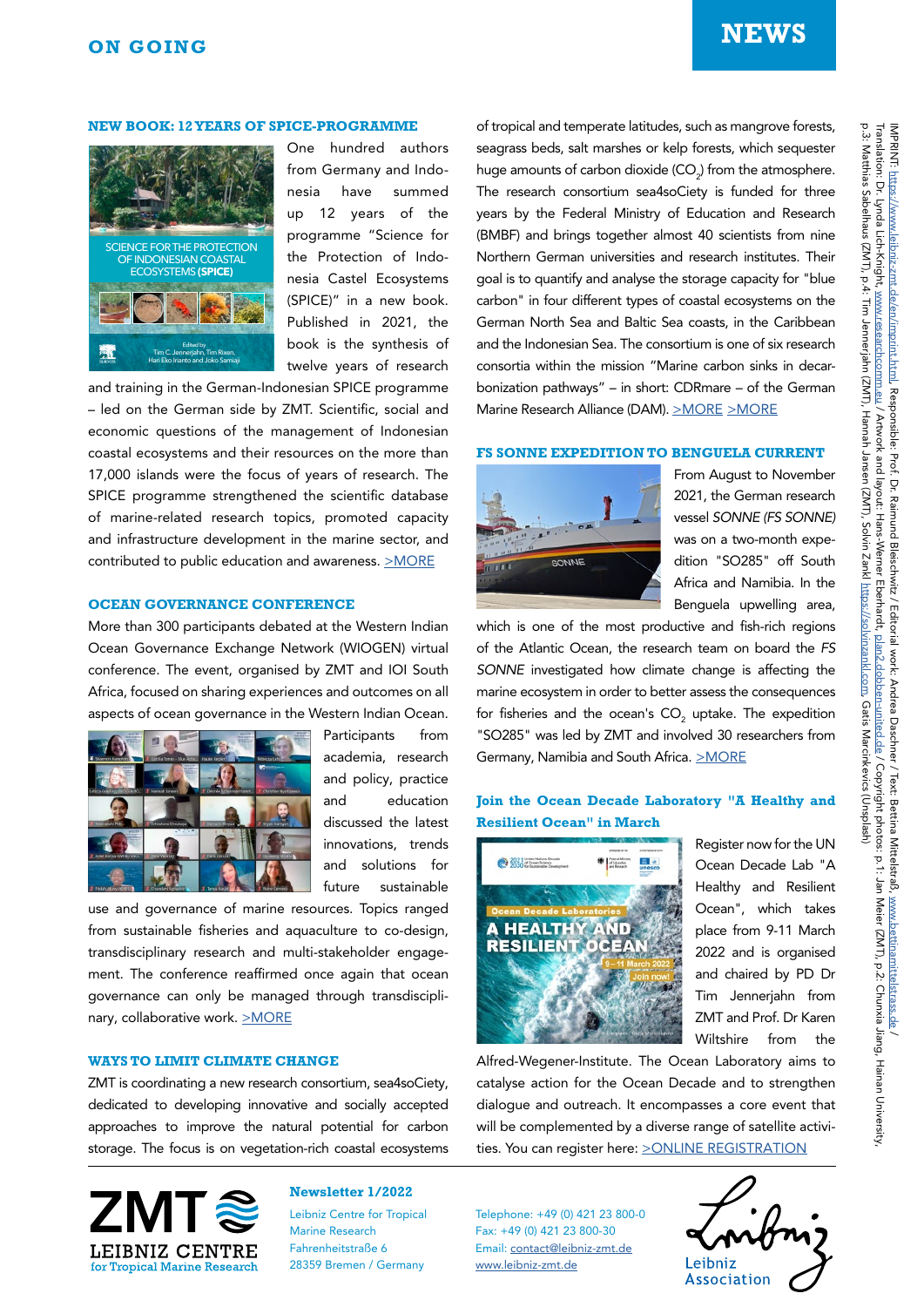## ON GOING

# NEWS

### NEW BOOK: 12 YEARS OF SPICE-PROGRAMME

One hundred authors from Germany and Indonesia have summed up 12 years of the programme "Science for the Protection of Indonesia Castel Ecosystems (SPICE)" in a new book. Published in 2021, the book is the synthesis of twelve years of research and training in the German-Indonesian SPICE programme – led on the German side by ZMT. Scientific, social and economic questions of the management of Indonesian coastal ecosystems and their resources on the more than 17,000 islands were the focus of years of research. The SPICE programme strengthened the scientific database of marine-related research topics, promoted capacity and infrastructure development in the marine sector, and contributed to public education and awareness. >MORE

### OCEAN GOVERNANCE CONFERENCE

More than 300 participants debated at the Western Indian Ocean Governance Exchange Network (WIOGEN) virtual conference. The event, organised by ZMT and IOI South Africa, focused on sharing experiences and outcomes on all aspects of ocean governance in the Western Indian Ocean. Participants from academia, research and policy, practice and education discussed the latest innovations, trends and solutions for future sustainable use and governance of marine resources. Topics ranged from sustainable fisheries and aquaculture to co-design, transdisciplinary research and multi-stakeholder engagement. The conference reaffirmed once again that ocean governance can only be managed through transdisciplinary, collaborative work. >MORE

### WAYS TO LIMIT CLIMATE CHANGE

ZMT is coordinating a new research consortium, sea4soCiety, dedicated to developing innovative and socially accepted approaches to improve the natural potential for carbon storage. The focus is on vegetation-rich coastal ecosystems of tropical and temperate latitudes, such as mangrove forests, seagrass beds, salt marshes or kelp forests, which sequester huge amounts of carbon dioxide ($CO_2$) from the atmosphere. The research consortium sea4soCiety is funded for three years by the Federal Ministry of Education and Research (BMBF) and brings together almost 40 scientists from nine Northern German universities and research institutes. Their goal is to quantify and analyse the storage capacity for "blue carbon" in four different types of coastal ecosystems on the German North Sea and Baltic Sea coasts, in the Caribbean and the Indonesian Sea. The consortium is one of six research consortia within the mission "Marine carbon sinks in decarbonization pathways" – in short: CDRmare – of the German Marine Research Alliance (DAM). >MORE >MORE

### FS SONNE EXPEDITION TO BENGUELA CURRENT

From August to November 2021, the German research vessel *SONNE (FS SONNE)* was on a two-month expedition "SO285" off South Africa and Namibia. In the Benguela upwelling area, which is one of the most productive and fish-rich regions of the Atlantic Ocean, the research team on board the *FS SONNE* investigated how climate change is affecting the marine ecosystem in order to better assess the consequences for fisheries and the ocean's $CO_2$ uptake. The expedition "SO285" was led by ZMT and involved 30 researchers from Germany, Namibia and South Africa. >MORE

### Join the Ocean Decade Laboratory "A Healthy and Resilient Ocean" in March

Register now for the UN Ocean Decade Lab "A Healthy and Resilient Ocean", which takes place from 9-11 March 2022 and is organised and chaired by PD Dr Tim Jennerjahn from ZMT and Prof. Dr Karen Wiltshire from the Alfred-Wegener-Institute. The Ocean Laboratory aims to catalyse action for the Ocean Decade and to strengthen dialogue and outreach. It encompasses a core event that will be complemented by a diverse range of satellite activities. You can register here: >ONLINE REGISTRATION

IMPRINT: https://www.leibniz-zmt.de/en/imprint.html. Responsible: Prof. Dr. Raimund Bleischwitz / Editorial work: Andrea Daschner / Text: Bettina Mittelstraß, www.bettinamittelstrass.de / Translation: Dr. Lynda Lich-Knight, www.researchcomm.eu / Artwork and layout: Hans-Werner Eberhardt, plan2.globen-united.de / Copyright photos: p.1: Jan Meier (ZMT), p.2: Chunxia Jiang, Hainan University, p.3: Matthias Sabelhaus (ZMT), p.4: Tim Jennerjahn (ZMT), Hannah Jansen (ZMT), Solvin Zankl https://solvinzankl.com, Gatis Marcinkevics (Unsplash)

ZMT LEIBNIZ CENTRE for Tropical Marine Research

**Newsletter 1/2022**
Leibniz Centre for Tropical Marine Research
Fahrenheitstraße 6
28359 Bremen / Germany

Telephone: +49 (0) 421 23 800-0
Fax: +49 (0) 421 23 800-30
Email: contact@leibniz-zmt.de
www.leibniz-zmt.de

Leibniz Association